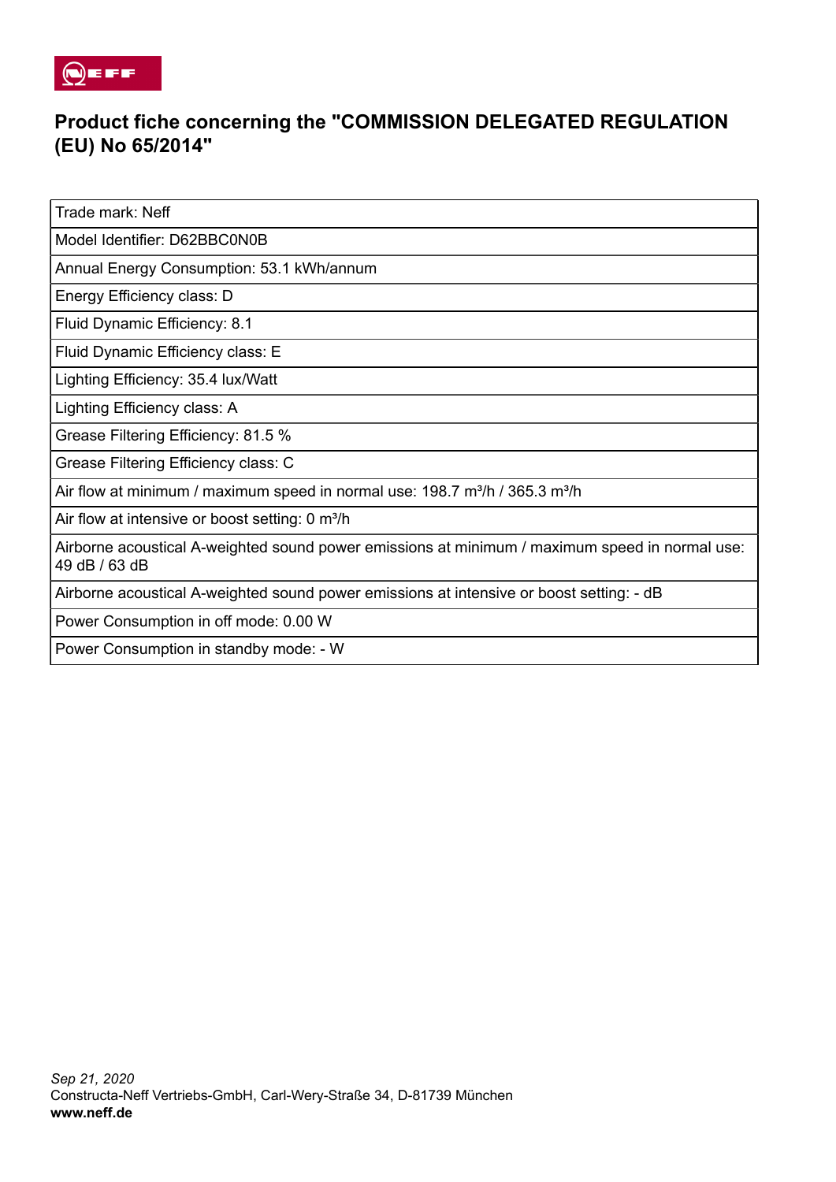# Product fiche concerning the "COMMISSION DELEGATED REGULATION (EU) No 65/2014"

| Trade mark: Neff |
|---|
| Model Identifier: D62BBC0N0B |
| Annual Energy Consumption: 53.1 kWh/annum |
| Energy Efficiency class: D |
| Fluid Dynamic Efficiency: 8.1 |
| Fluid Dynamic Efficiency class: E |
| Lighting Efficiency: 35.4 lux/Watt |
| Lighting Efficiency class: A |
| Grease Filtering Efficiency: 81.5 % |
| Grease Filtering Efficiency class: C |
| Air flow at minimum / maximum speed in normal use: 198.7 m³/h / 365.3 m³/h |
| Air flow at intensive or boost setting: 0 m³/h |
| Airborne acoustical A-weighted sound power emissions at minimum / maximum speed in normal use: 49 dB / 63 dB |
| Airborne acoustical A-weighted sound power emissions at intensive or boost setting: - dB |
| Power Consumption in off mode: 0.00 W |
| Power Consumption in standby mode: - W |

*Sep 21, 2020*
Constructa-Neff Vertriebs-GmbH, Carl-Wery-Straße 34, D-81739 München
**www.neff.de**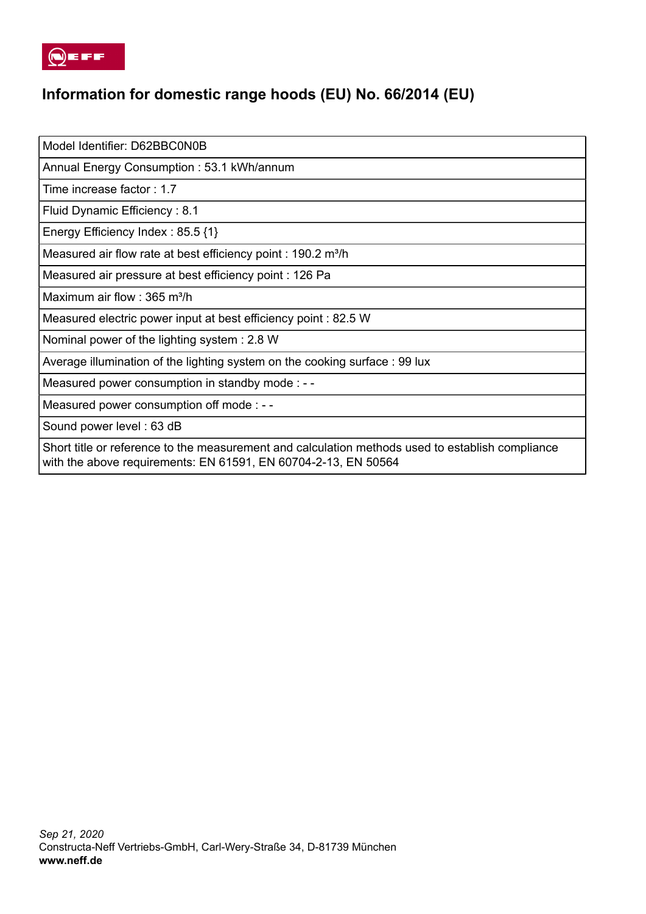# Information for domestic range hoods (EU) No. 66/2014 (EU)

| |
|---|
| Model Identifier: D62BBC0N0B |
| Annual Energy Consumption : 53.1 kWh/annum |
| Time increase factor : 1.7 |
| Fluid Dynamic Efficiency : 8.1 |
| Energy Efficiency Index : 85.5 {1} |
| Measured air flow rate at best efficiency point : 190.2 m³/h |
| Measured air pressure at best efficiency point : 126 Pa |
| Maximum air flow : 365 m³/h |
| Measured electric power input at best efficiency point : 82.5 W |
| Nominal power of the lighting system : 2.8 W |
| Average illumination of the lighting system on the cooking surface : 99 lux |
| Measured power consumption in standby mode : - - |
| Measured power consumption off mode : - - |
| Sound power level : 63 dB |
| Short title or reference to the measurement and calculation methods used to establish compliance with the above requirements: EN 61591, EN 60704-2-13, EN 50564 |

*Sep 21, 2020*
Constructa-Neff Vertriebs-GmbH, Carl-Wery-Straße 34, D-81739 München
**www.neff.de**